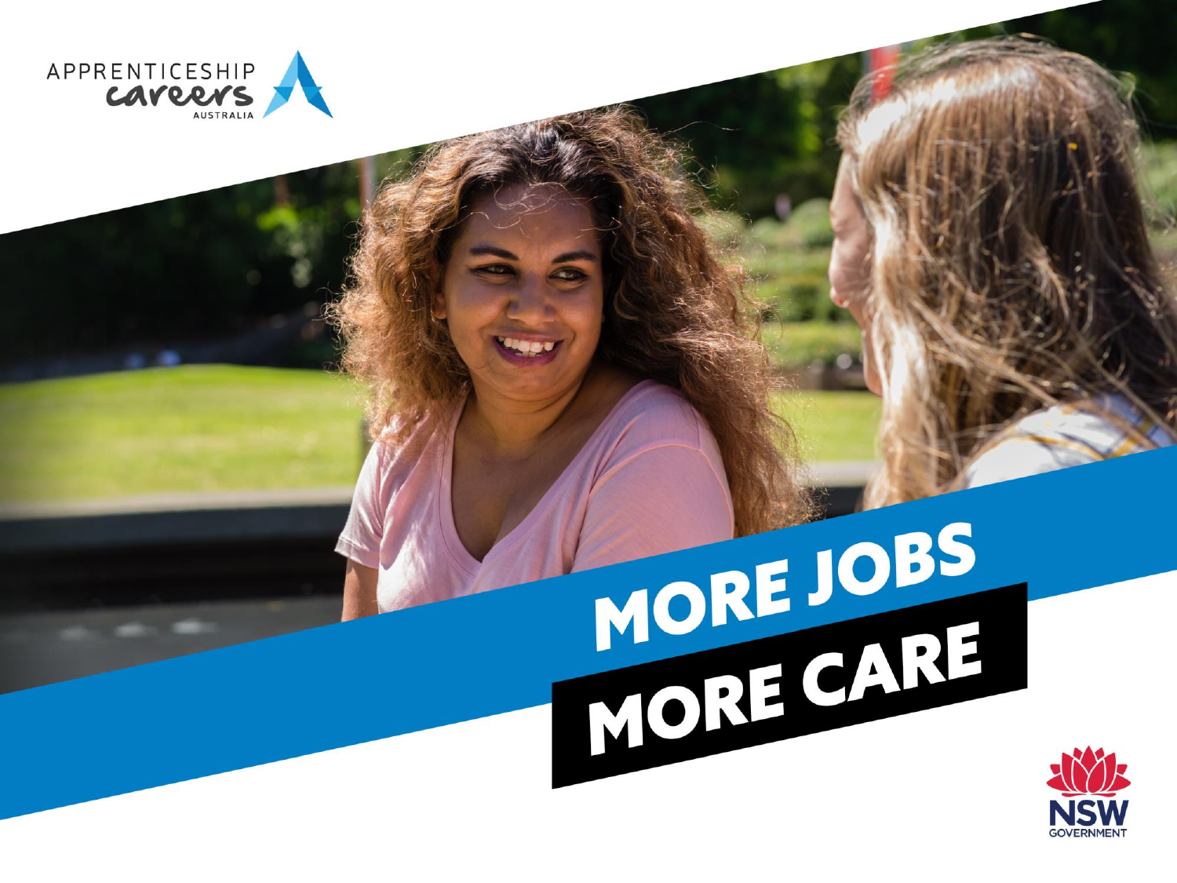APPRENTICESHIP careers AUSTRALIA

# MORE JOBS MORE CARE

NSW GOVERNMENT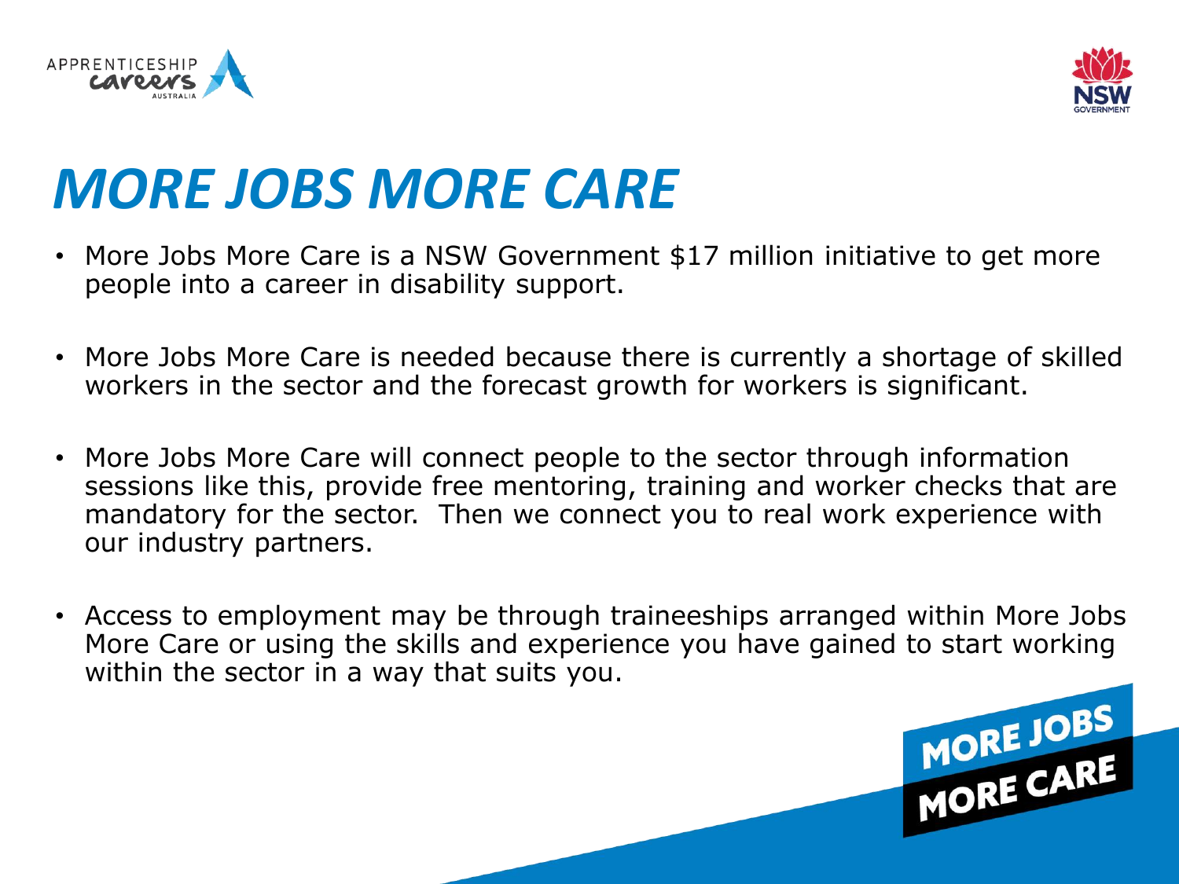# MORE JOBS MORE CARE

- More Jobs More Care is a NSW Government $17 million initiative to get more people into a career in disability support.
- More Jobs More Care is needed because there is currently a shortage of skilled workers in the sector and the forecast growth for workers is significant.
- More Jobs More Care will connect people to the sector through information sessions like this, provide free mentoring, training and worker checks that are mandatory for the sector. Then we connect you to real work experience with our industry partners.
- Access to employment may be through traineeships arranged within More Jobs More Care or using the skills and experience you have gained to start working within the sector in a way that suits you.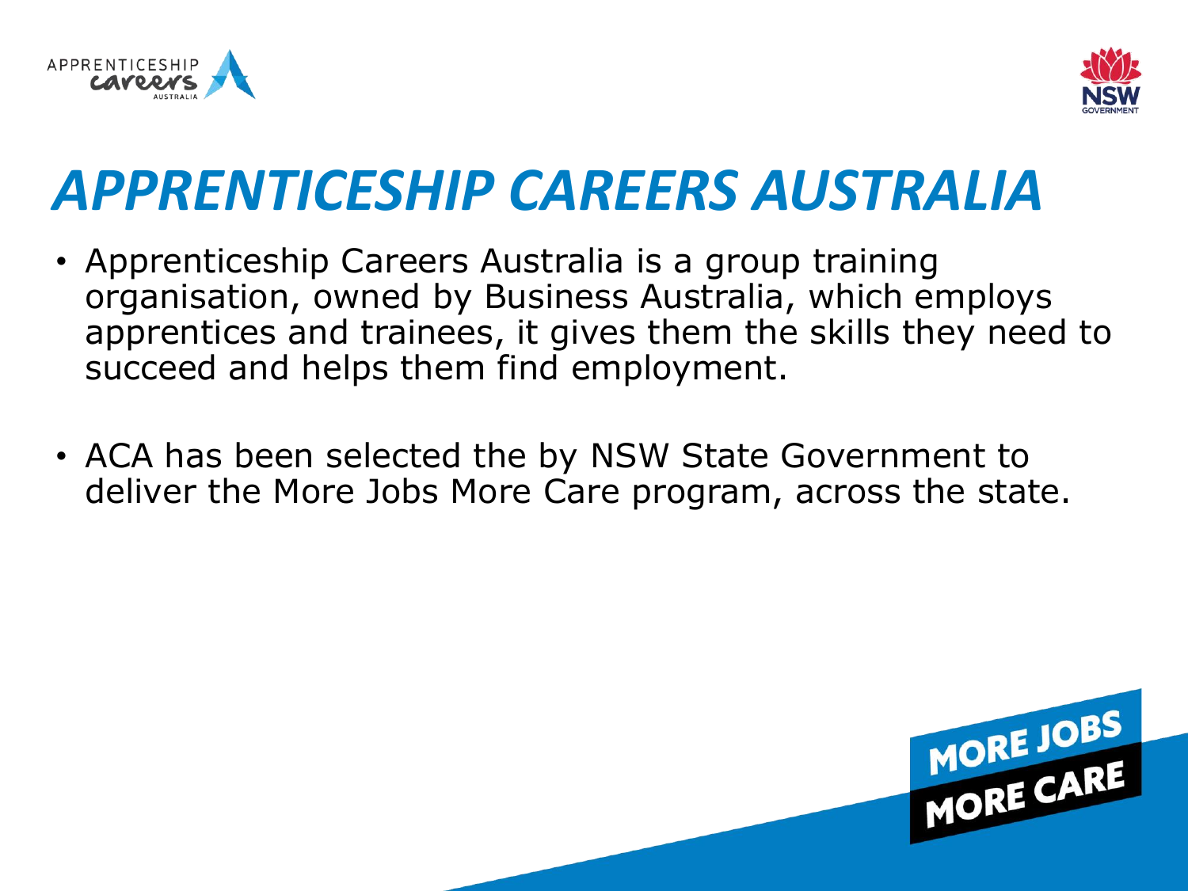# *APPRENTICESHIP CAREERS AUSTRALIA*

- Apprenticeship Careers Australia is a group training organisation, owned by Business Australia, which employs apprentices and trainees, it gives them the skills they need to succeed and helps them find employment.

- ACA has been selected the by NSW State Government to deliver the More Jobs More Care program, across the state.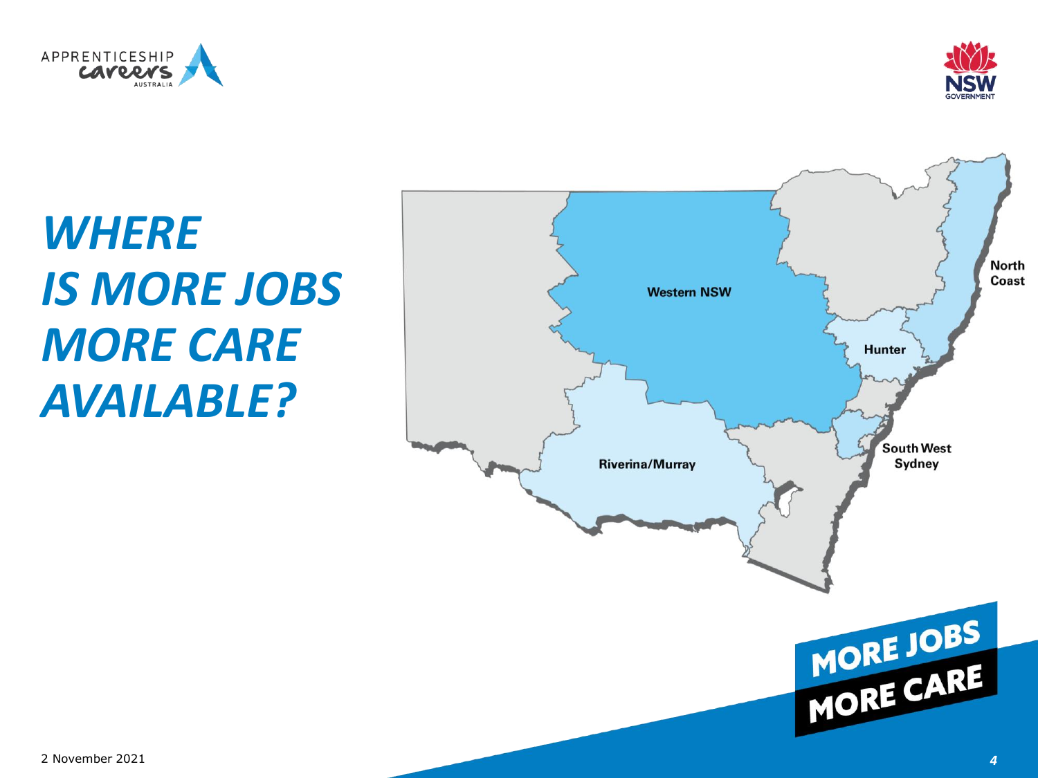# *WHERE IS MORE JOBS MORE CARE AVAILABLE?*

Western NSW

North Coast

Hunter

South West Sydney

Riverina/Murray

MORE JOBS MORE CARE

2 November 2021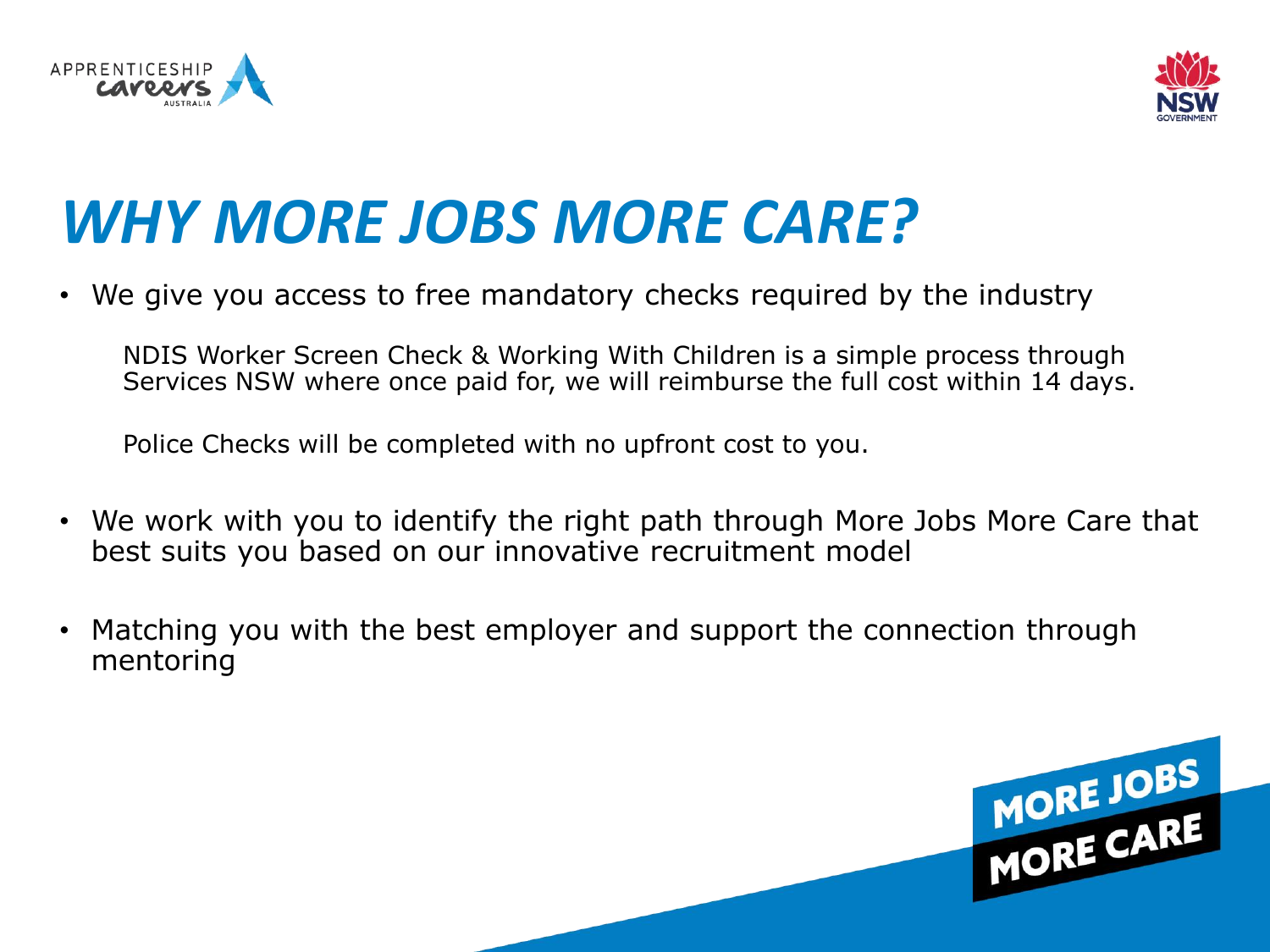# *WHY MORE JOBS MORE CARE?*

- We give you access to free mandatory checks required by the industry

  NDIS Worker Screen Check & Working With Children is a simple process through Services NSW where once paid for, we will reimburse the full cost within 14 days.

  Police Checks will be completed with no upfront cost to you.

- We work with you to identify the right path through More Jobs More Care that best suits you based on our innovative recruitment model

- Matching you with the best employer and support the connection through mentoring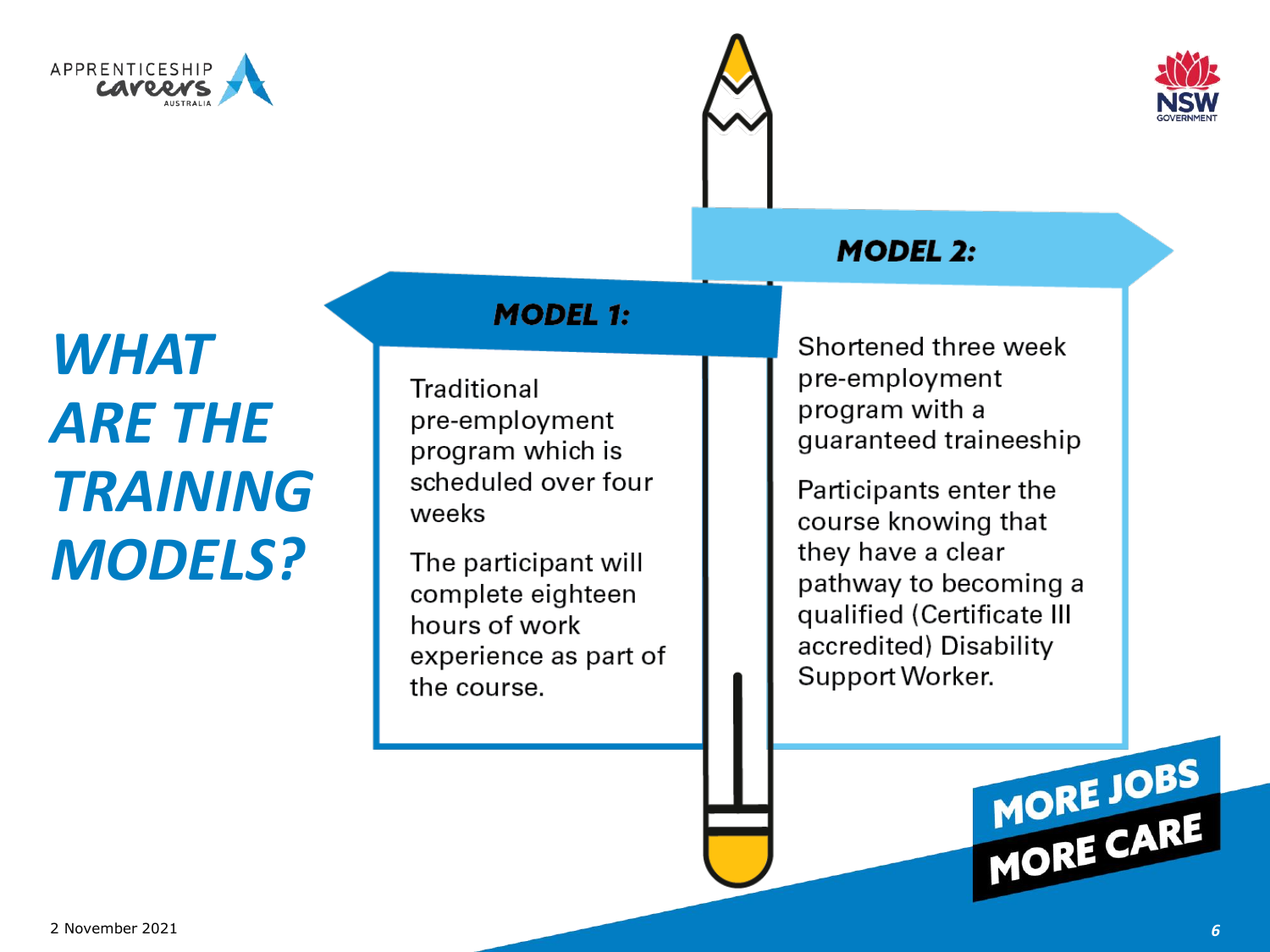# *WHAT ARE THE TRAINING MODELS?*

## MODEL 1:

Traditional pre-employment program which is scheduled over four weeks

The participant will complete eighteen hours of work experience as part of the course.

## MODEL 2:

Shortened three week pre-employment program with a guaranteed traineeship

Participants enter the course knowing that they have a clear pathway to becoming a qualified (Certificate III accredited) Disability Support Worker.

MORE JOBS MORE CARE

2 November 2021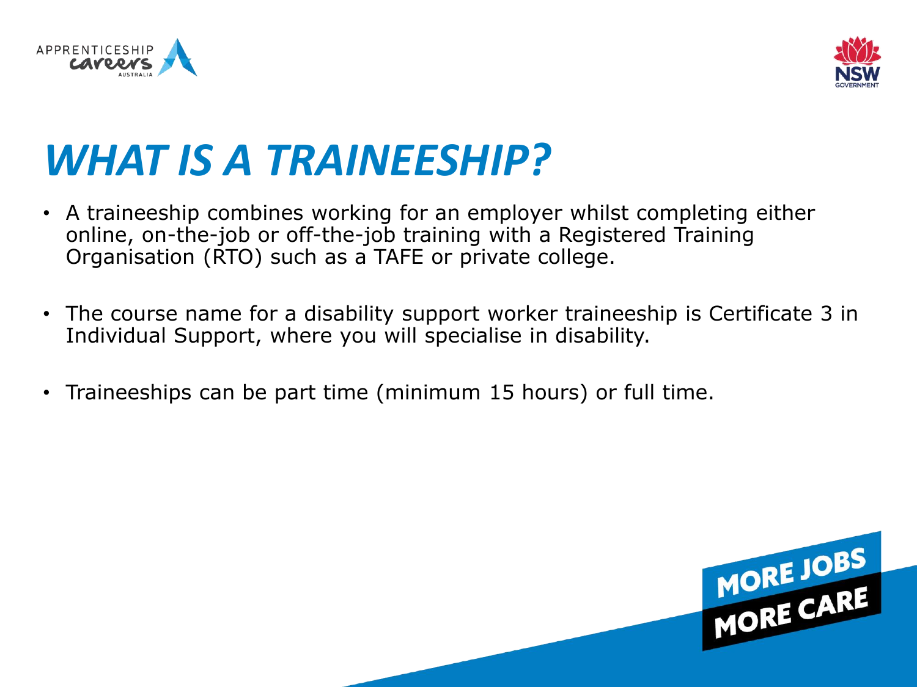# WHAT IS A TRAINEESHIP?

- A traineeship combines working for an employer whilst completing either online, on-the-job or off-the-job training with a Registered Training Organisation (RTO) such as a TAFE or private college.
- The course name for a disability support worker traineeship is Certificate 3 in Individual Support, where you will specialise in disability.
- Traineeships can be part time (minimum 15 hours) or full time.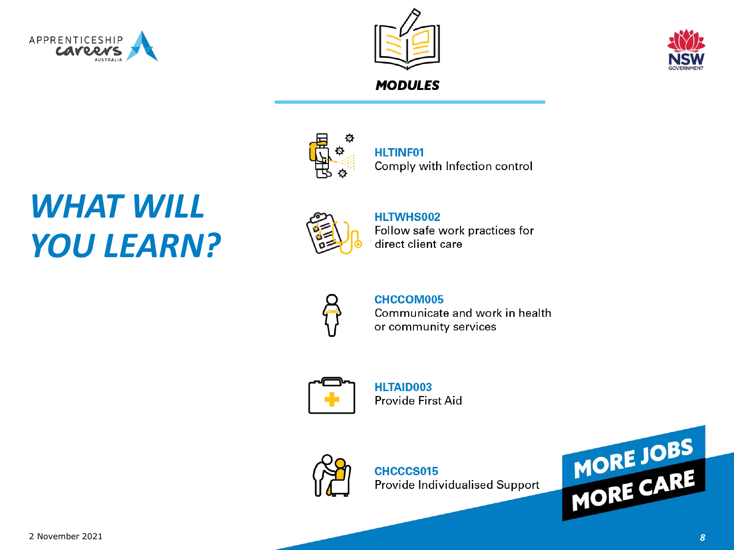# MODULES

# WHAT WILL YOU LEARN?

**HLTINF01**
Comply with Infection control

**HLTWHS002**
Follow safe work practices for direct client care

**CHCCOM005**
Communicate and work in health or community services

**HLTAID003**
Provide First Aid

**CHCCCS015**
Provide Individualised Support

MORE JOBS MORE CARE

2 November 2021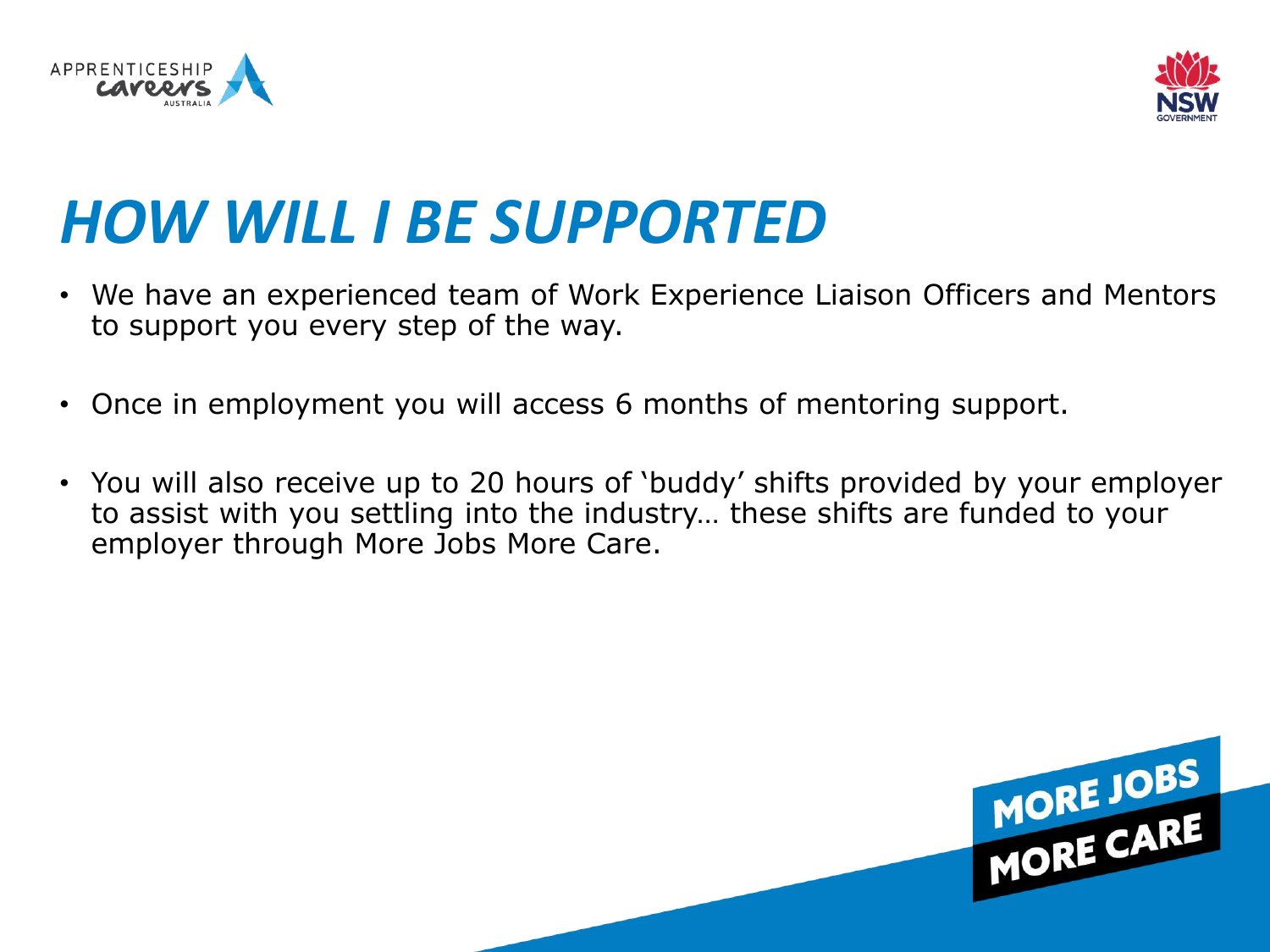# *HOW WILL I BE SUPPORTED*

- We have an experienced team of Work Experience Liaison Officers and Mentors to support you every step of the way.
- Once in employment you will access 6 months of mentoring support.
- You will also receive up to 20 hours of 'buddy' shifts provided by your employer to assist with you settling into the industry… these shifts are funded to your employer through More Jobs More Care.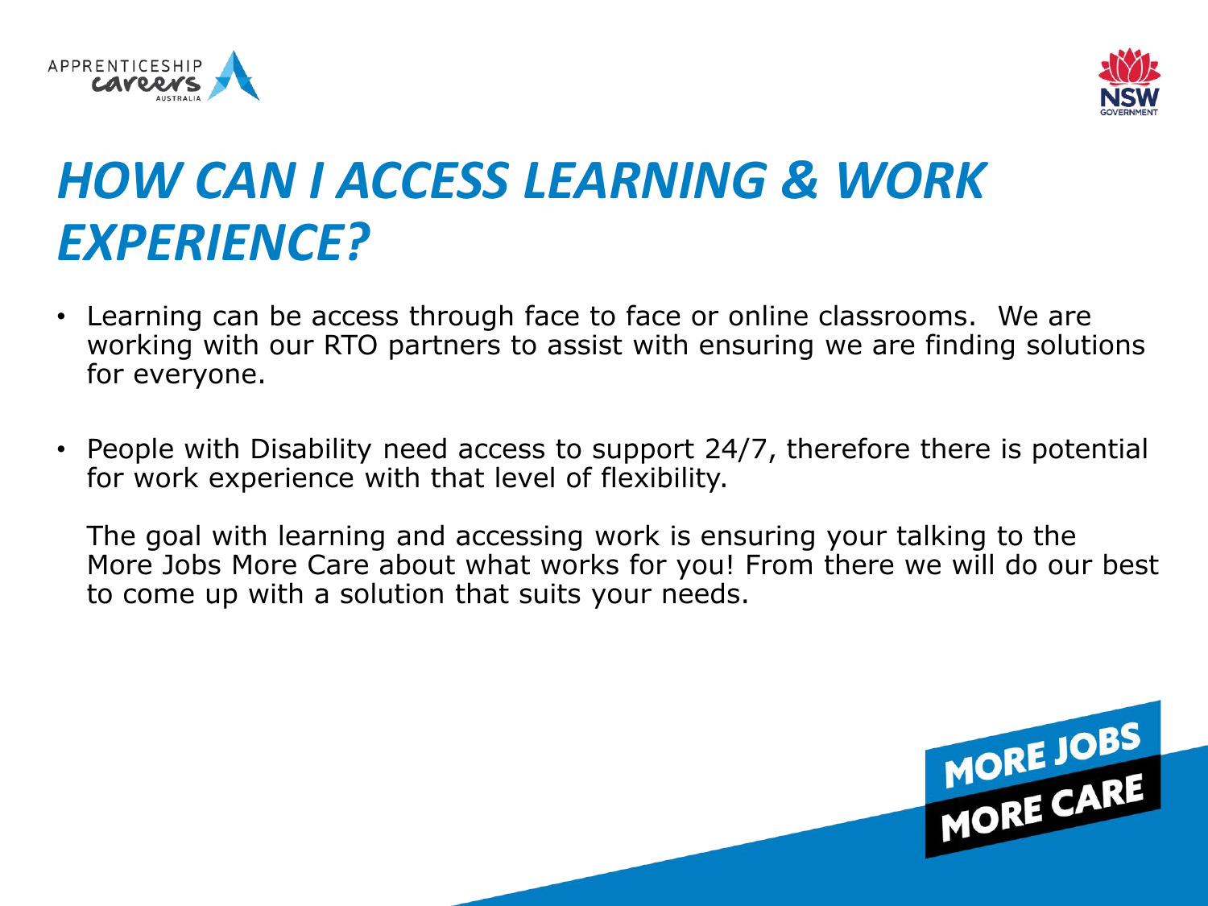# *HOW CAN I ACCESS LEARNING & WORK EXPERIENCE?*

- Learning can be access through face to face or online classrooms. We are working with our RTO partners to assist with ensuring we are finding solutions for everyone.

- People with Disability need access to support 24/7, therefore there is potential for work experience with that level of flexibility.

  The goal with learning and accessing work is ensuring your talking to the More Jobs More Care about what works for you! From there we will do our best to come up with a solution that suits your needs.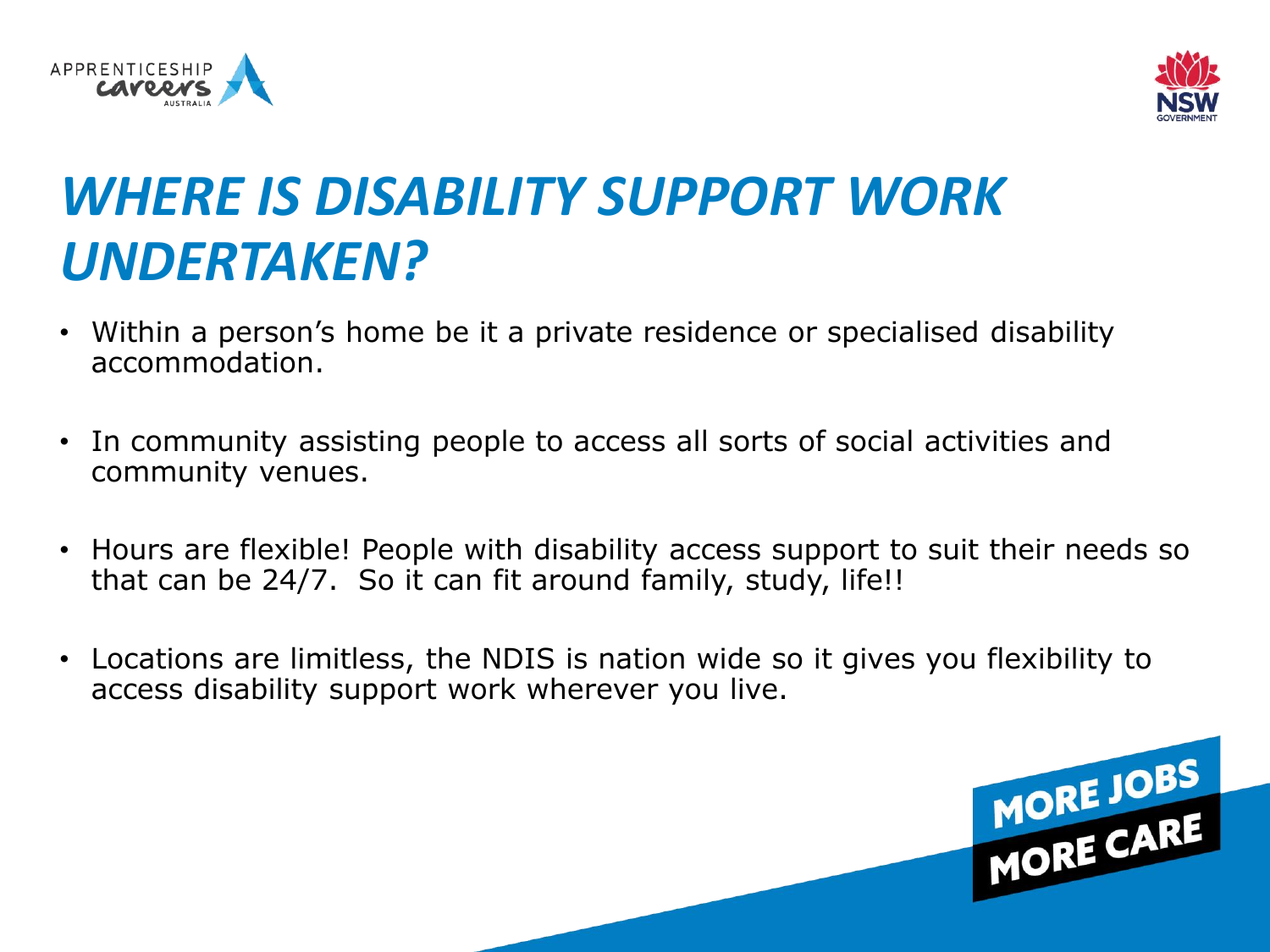# *WHERE IS DISABILITY SUPPORT WORK UNDERTAKEN?*

- Within a person's home be it a private residence or specialised disability accommodation.
- In community assisting people to access all sorts of social activities and community venues.
- Hours are flexible! People with disability access support to suit their needs so that can be 24/7. So it can fit around family, study, life!!
- Locations are limitless, the NDIS is nation wide so it gives you flexibility to access disability support work wherever you live.

MORE JOBS MORE CARE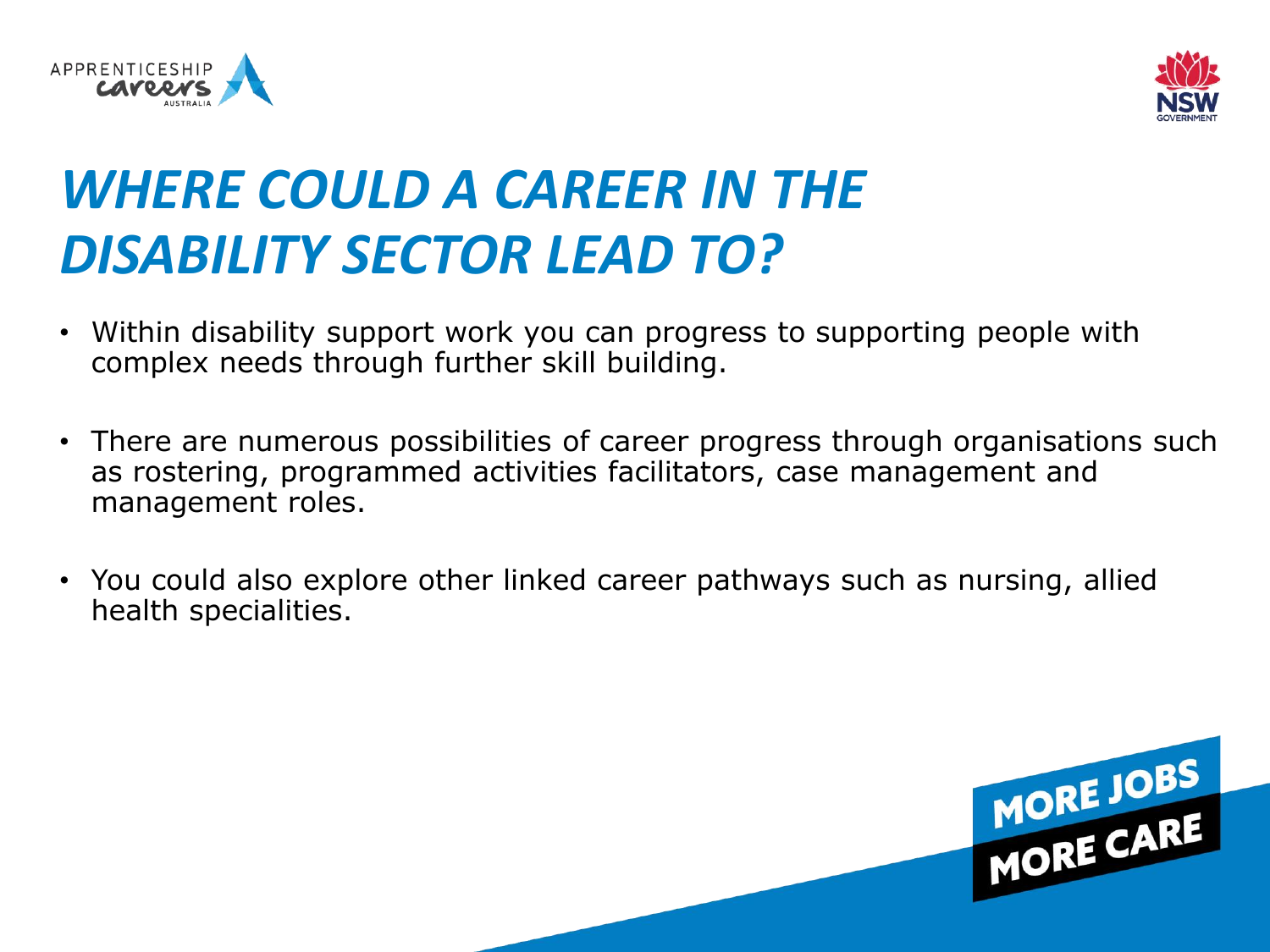# *WHERE COULD A CAREER IN THE DISABILITY SECTOR LEAD TO?*

- Within disability support work you can progress to supporting people with complex needs through further skill building.
- There are numerous possibilities of career progress through organisations such as rostering, programmed activities facilitators, case management and management roles.
- You could also explore other linked career pathways such as nursing, allied health specialities.

MORE JOBS MORE CARE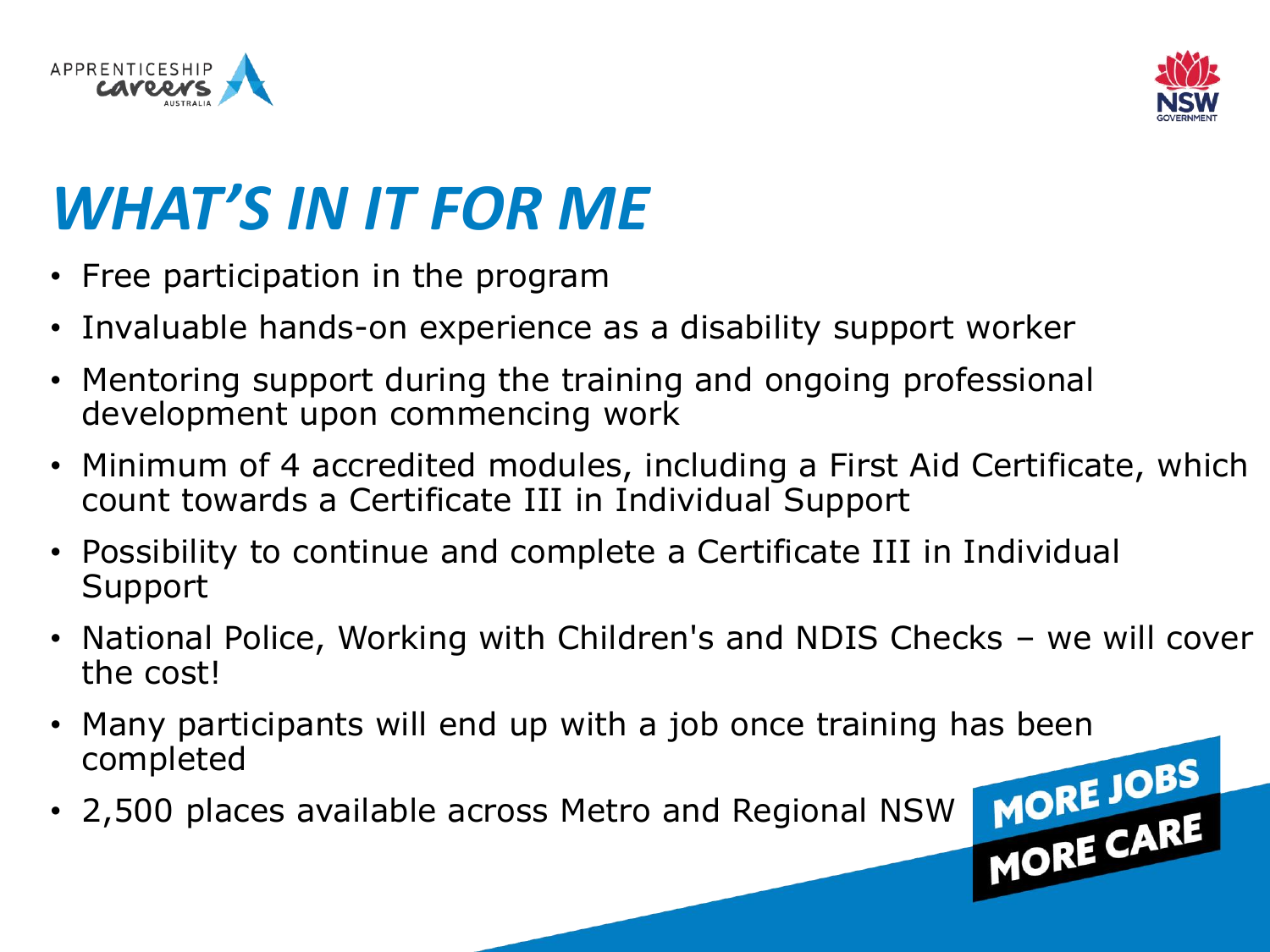# *WHAT'S IN IT FOR ME*

- Free participation in the program
- Invaluable hands-on experience as a disability support worker
- Mentoring support during the training and ongoing professional development upon commencing work
- Minimum of 4 accredited modules, including a First Aid Certificate, which count towards a Certificate III in Individual Support
- Possibility to continue and complete a Certificate III in Individual Support
- National Police, Working with Children's and NDIS Checks – we will cover the cost!
- Many participants will end up with a job once training has been completed
- 2,500 places available across Metro and Regional NSW

MORE JOBS MORE CARE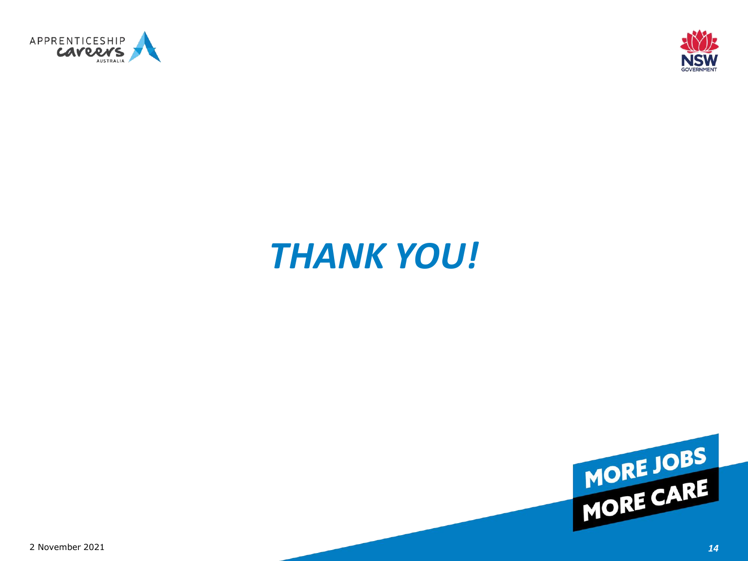# *THANK YOU!*

MORE JOBS
MORE CARE

2 November 2021